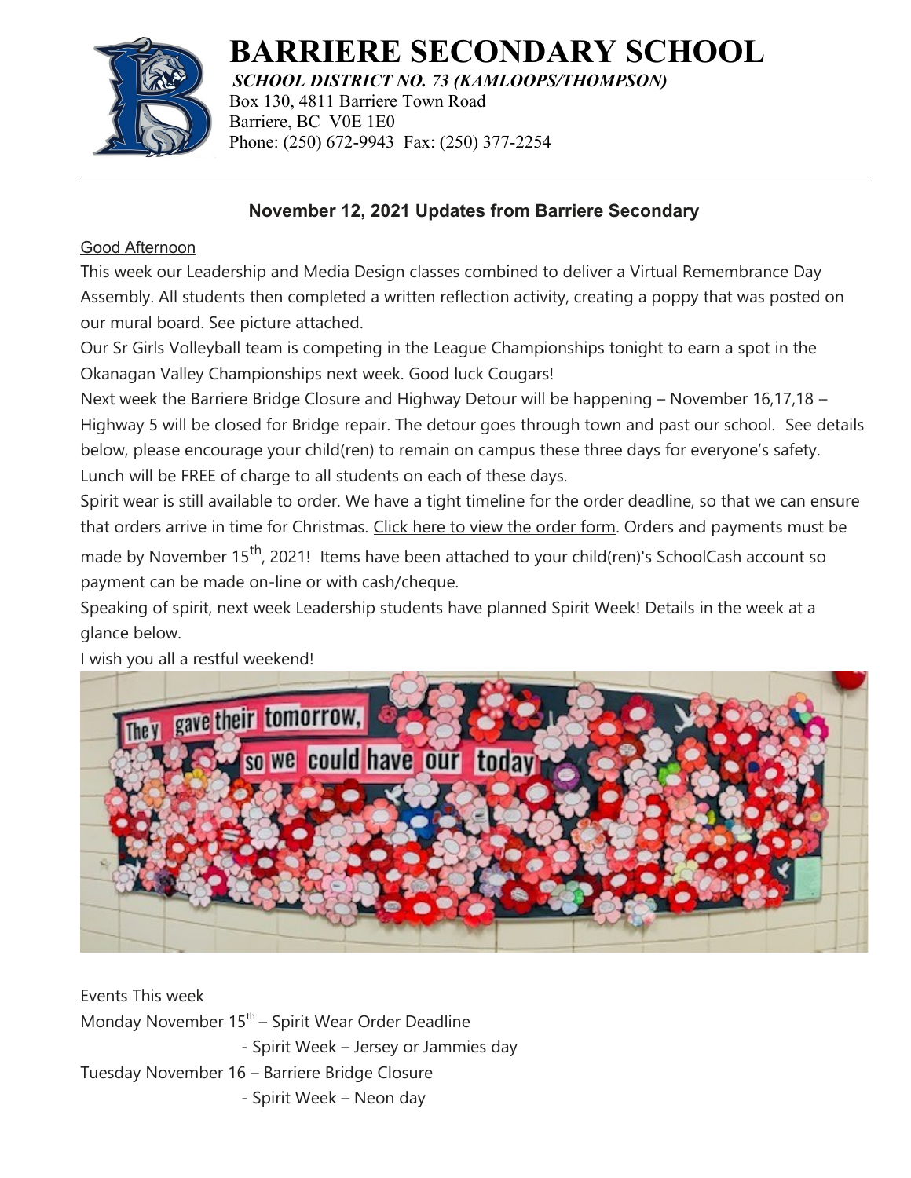# BARRIERE SECONDARY SCHOOL

***SCHOOL DISTRICT NO. 73 (KAMLOOPS/THOMPSON)***

Box 130, 4811 Barriere Town Road
Barriere, BC V0E 1E0
Phone: (250) 672-9943 Fax: (250) 377-2254

---

## November 12, 2021 Updates from Barriere Secondary

Good Afternoon

This week our Leadership and Media Design classes combined to deliver a Virtual Remembrance Day Assembly. All students then completed a written reflection activity, creating a poppy that was posted on our mural board. See picture attached.

Our Sr Girls Volleyball team is competing in the League Championships tonight to earn a spot in the Okanagan Valley Championships next week. Good luck Cougars!

Next week the Barriere Bridge Closure and Highway Detour will be happening – November 16,17,18 – Highway 5 will be closed for Bridge repair. The detour goes through town and past our school. See details below, please encourage your child(ren) to remain on campus these three days for everyone's safety. Lunch will be FREE of charge to all students on each of these days.

Spirit wear is still available to order. We have a tight timeline for the order deadline, so that we can ensure that orders arrive in time for Christmas. Click here to view the order form. Orders and payments must be made by November 15th, 2021! Items have been attached to your child(ren)'s SchoolCash account so payment can be made on-line or with cash/cheque.

Speaking of spirit, next week Leadership students have planned Spirit Week! Details in the week at a glance below.

I wish you all a restful weekend!

Events This week

Monday November 15th – Spirit Wear Order Deadline
- Spirit Week – Jersey or Jammies day

Tuesday November 16 – Barriere Bridge Closure
- Spirit Week – Neon day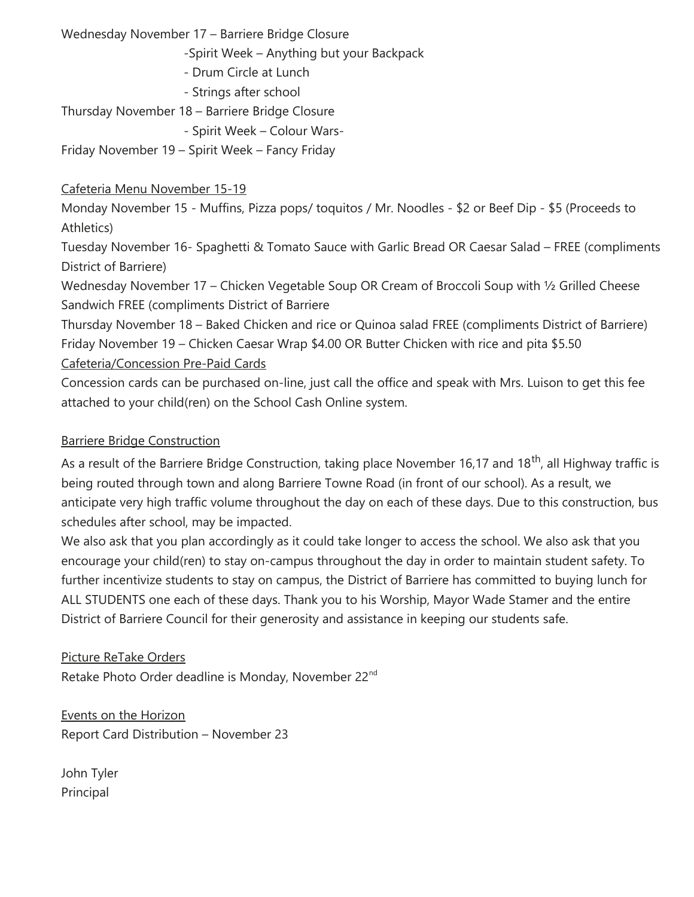Wednesday November 17 – Barriere Bridge Closure

-Spirit Week – Anything but your Backpack

- Drum Circle at Lunch
- Strings after school

Thursday November 18 – Barriere Bridge Closure

- Spirit Week – Colour Wars-

Friday November 19 – Spirit Week – Fancy Friday

Cafeteria Menu November 15-19

Monday November 15 - Muffins, Pizza pops/ toquitos / Mr. Noodles - $2 or Beef Dip - $5 (Proceeds to Athletics)

Tuesday November 16- Spaghetti & Tomato Sauce with Garlic Bread OR Caesar Salad – FREE (compliments District of Barriere)

Wednesday November 17 – Chicken Vegetable Soup OR Cream of Broccoli Soup with ½ Grilled Cheese Sandwich FREE (compliments District of Barriere

Thursday November 18 – Baked Chicken and rice or Quinoa salad FREE (compliments District of Barriere)

Friday November 19 – Chicken Caesar Wrap $4.00 OR Butter Chicken with rice and pita $5.50

Cafeteria/Concession Pre-Paid Cards

Concession cards can be purchased on-line, just call the office and speak with Mrs. Luison to get this fee attached to your child(ren) on the School Cash Online system.

Barriere Bridge Construction

As a result of the Barriere Bridge Construction, taking place November 16,17 and 18th, all Highway traffic is being routed through town and along Barriere Towne Road (in front of our school). As a result, we anticipate very high traffic volume throughout the day on each of these days. Due to this construction, bus schedules after school, may be impacted.

We also ask that you plan accordingly as it could take longer to access the school. We also ask that you encourage your child(ren) to stay on-campus throughout the day in order to maintain student safety. To further incentivize students to stay on campus, the District of Barriere has committed to buying lunch for ALL STUDENTS one each of these days. Thank you to his Worship, Mayor Wade Stamer and the entire District of Barriere Council for their generosity and assistance in keeping our students safe.

Picture ReTake Orders

Retake Photo Order deadline is Monday, November 22nd

Events on the Horizon

Report Card Distribution – November 23

John Tyler
Principal